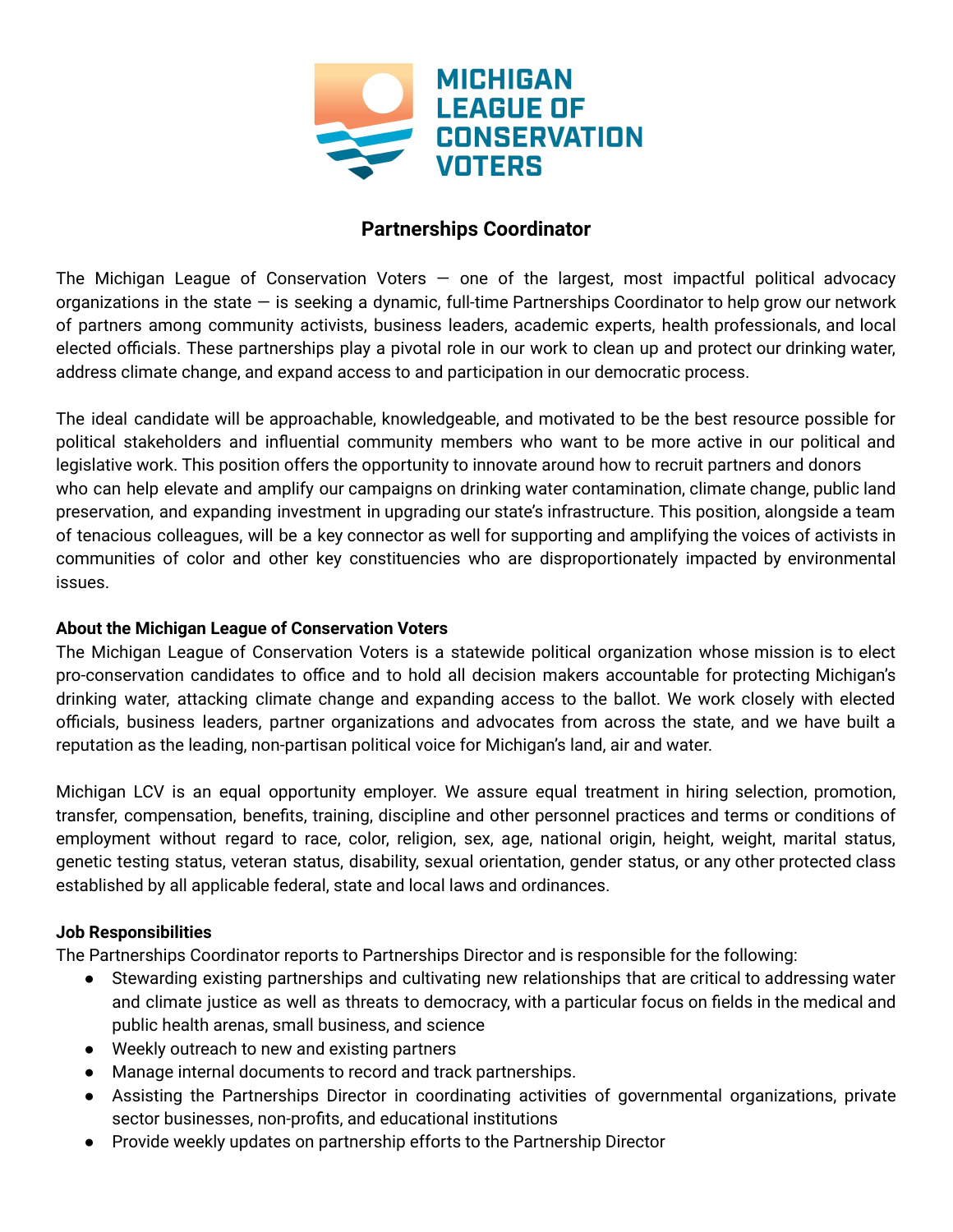MICHIGAN LEAGUE OF CONSERVATION VOTERS

# Partnerships Coordinator

The Michigan League of Conservation Voters — one of the largest, most impactful political advocacy organizations in the state — is seeking a dynamic, full-time Partnerships Coordinator to help grow our network of partners among community activists, business leaders, academic experts, health professionals, and local elected officials. These partnerships play a pivotal role in our work to clean up and protect our drinking water, address climate change, and expand access to and participation in our democratic process.

The ideal candidate will be approachable, knowledgeable, and motivated to be the best resource possible for political stakeholders and influential community members who want to be more active in our political and legislative work. This position offers the opportunity to innovate around how to recruit partners and donors who can help elevate and amplify our campaigns on drinking water contamination, climate change, public land preservation, and expanding investment in upgrading our state's infrastructure. This position, alongside a team of tenacious colleagues, will be a key connector as well for supporting and amplifying the voices of activists in communities of color and other key constituencies who are disproportionately impacted by environmental issues.

**About the Michigan League of Conservation Voters**

The Michigan League of Conservation Voters is a statewide political organization whose mission is to elect pro-conservation candidates to office and to hold all decision makers accountable for protecting Michigan's drinking water, attacking climate change and expanding access to the ballot. We work closely with elected officials, business leaders, partner organizations and advocates from across the state, and we have built a reputation as the leading, non-partisan political voice for Michigan's land, air and water.

Michigan LCV is an equal opportunity employer. We assure equal treatment in hiring selection, promotion, transfer, compensation, benefits, training, discipline and other personnel practices and terms or conditions of employment without regard to race, color, religion, sex, age, national origin, height, weight, marital status, genetic testing status, veteran status, disability, sexual orientation, gender status, or any other protected class established by all applicable federal, state and local laws and ordinances.

**Job Responsibilities**

The Partnerships Coordinator reports to Partnerships Director and is responsible for the following:

- Stewarding existing partnerships and cultivating new relationships that are critical to addressing water and climate justice as well as threats to democracy, with a particular focus on fields in the medical and public health arenas, small business, and science
- Weekly outreach to new and existing partners
- Manage internal documents to record and track partnerships.
- Assisting the Partnerships Director in coordinating activities of governmental organizations, private sector businesses, non-profits, and educational institutions
- Provide weekly updates on partnership efforts to the Partnership Director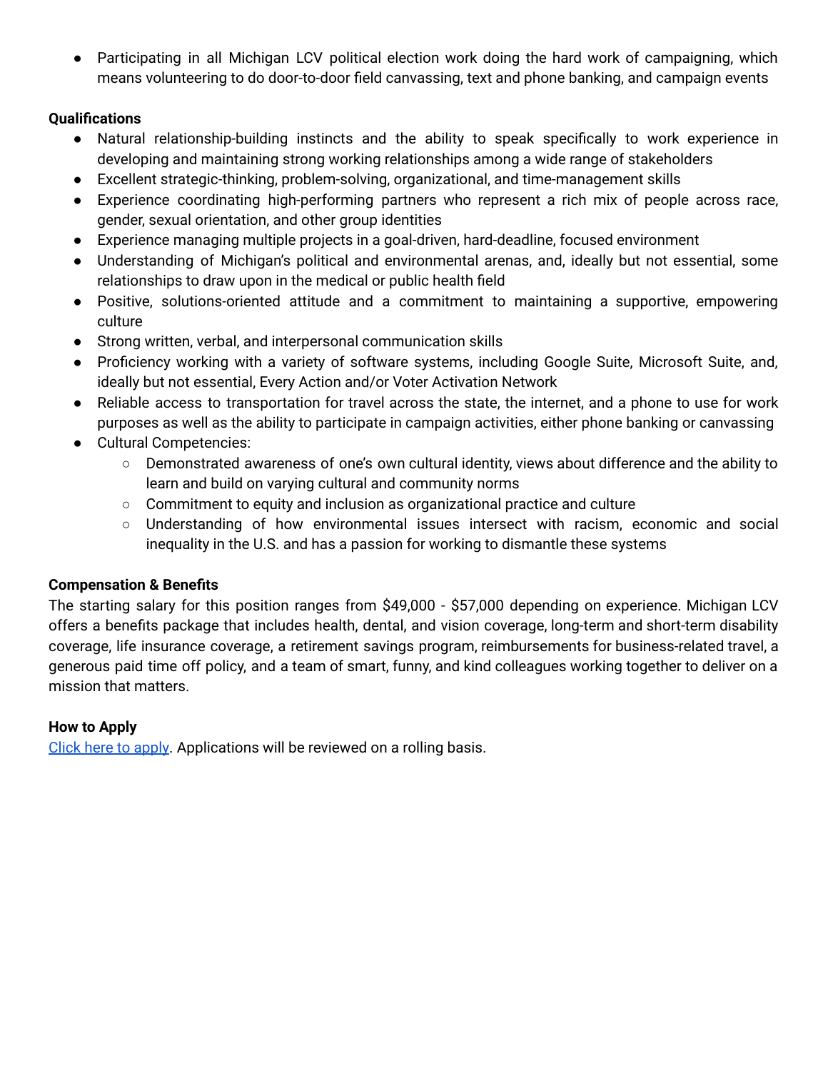- Participating in all Michigan LCV political election work doing the hard work of campaigning, which means volunteering to do door-to-door field canvassing, text and phone banking, and campaign events

**Qualifications**

- Natural relationship-building instincts and the ability to speak specifically to work experience in developing and maintaining strong working relationships among a wide range of stakeholders
- Excellent strategic-thinking, problem-solving, organizational, and time-management skills
- Experience coordinating high-performing partners who represent a rich mix of people across race, gender, sexual orientation, and other group identities
- Experience managing multiple projects in a goal-driven, hard-deadline, focused environment
- Understanding of Michigan's political and environmental arenas, and, ideally but not essential, some relationships to draw upon in the medical or public health field
- Positive, solutions-oriented attitude and a commitment to maintaining a supportive, empowering culture
- Strong written, verbal, and interpersonal communication skills
- Proficiency working with a variety of software systems, including Google Suite, Microsoft Suite, and, ideally but not essential, Every Action and/or Voter Activation Network
- Reliable access to transportation for travel across the state, the internet, and a phone to use for work purposes as well as the ability to participate in campaign activities, either phone banking or canvassing
- Cultural Competencies:
  - Demonstrated awareness of one's own cultural identity, views about difference and the ability to learn and build on varying cultural and community norms
  - Commitment to equity and inclusion as organizational practice and culture
  - Understanding of how environmental issues intersect with racism, economic and social inequality in the U.S. and has a passion for working to dismantle these systems

**Compensation & Benefits**

The starting salary for this position ranges from $49,000 - $57,000 depending on experience. Michigan LCV offers a benefits package that includes health, dental, and vision coverage, long-term and short-term disability coverage, life insurance coverage, a retirement savings program, reimbursements for business-related travel, a generous paid time off policy, and a team of smart, funny, and kind colleagues working together to deliver on a mission that matters.

**How to Apply**

Click here to apply. Applications will be reviewed on a rolling basis.